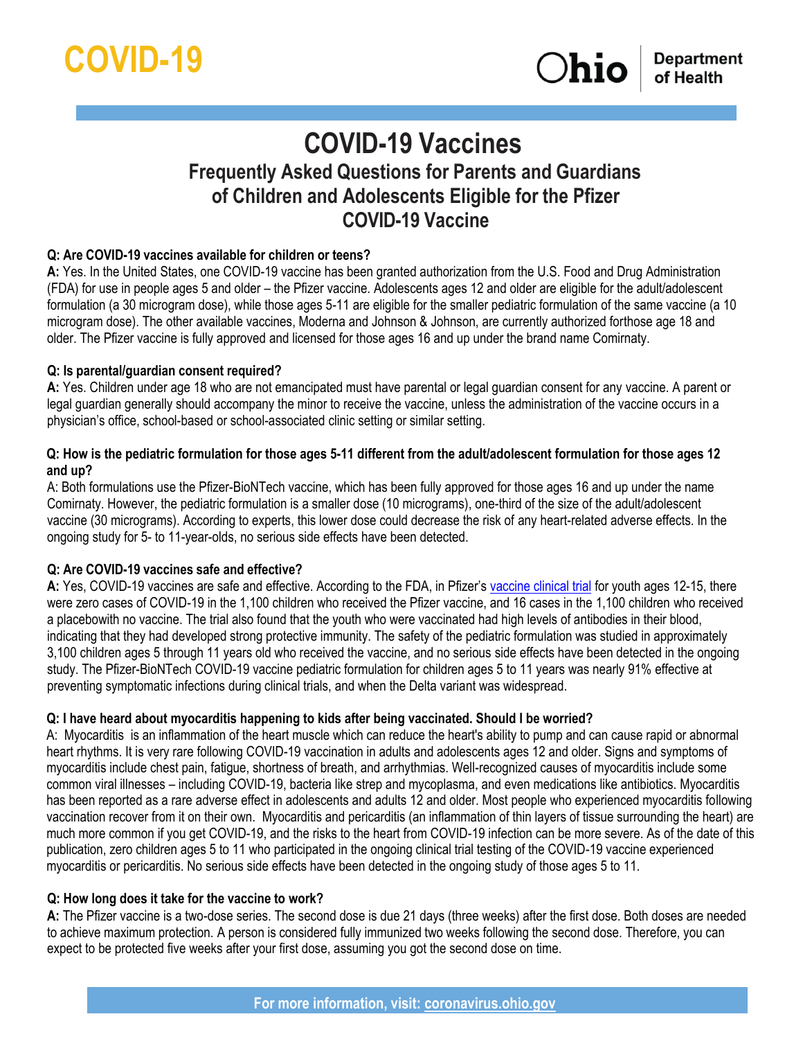# COVID-19

Ohio Department of Health

## COVID-19 Vaccines

### Frequently Asked Questions for Parents and Guardians of Children and Adolescents Eligible for the Pfizer COVID-19 Vaccine

**Q: Are COVID-19 vaccines available for children or teens?**

**A:** Yes. In the United States, one COVID-19 vaccine has been granted authorization from the U.S. Food and Drug Administration (FDA) for use in people ages 5 and older – the Pfizer vaccine. Adolescents ages 12 and older are eligible for the adult/adolescent formulation (a 30 microgram dose), while those ages 5-11 are eligible for the smaller pediatric formulation of the same vaccine (a 10 microgram dose). The other available vaccines, Moderna and Johnson & Johnson, are currently authorized forthose age 18 and older. The Pfizer vaccine is fully approved and licensed for those ages 16 and up under the brand name Comirnaty.

**Q: Is parental/guardian consent required?**

**A:** Yes. Children under age 18 who are not emancipated must have parental or legal guardian consent for any vaccine. A parent or legal guardian generally should accompany the minor to receive the vaccine, unless the administration of the vaccine occurs in a physician's office, school-based or school-associated clinic setting or similar setting.

**Q: How is the pediatric formulation for those ages 5-11 different from the adult/adolescent formulation for those ages 12 and up?**

A: Both formulations use the Pfizer-BioNTech vaccine, which has been fully approved for those ages 16 and up under the name Comirnaty. However, the pediatric formulation is a smaller dose (10 micrograms), one-third of the size of the adult/adolescent vaccine (30 micrograms). According to experts, this lower dose could decrease the risk of any heart-related adverse effects. In the ongoing study for 5- to 11-year-olds, no serious side effects have been detected.

**Q: Are COVID-19 vaccines safe and effective?**

**A:** Yes, COVID-19 vaccines are safe and effective. According to the FDA, in Pfizer's vaccine clinical trial for youth ages 12-15, there were zero cases of COVID-19 in the 1,100 children who received the Pfizer vaccine, and 16 cases in the 1,100 children who received a placebowith no vaccine. The trial also found that the youth who were vaccinated had high levels of antibodies in their blood, indicating that they had developed strong protective immunity. The safety of the pediatric formulation was studied in approximately 3,100 children ages 5 through 11 years old who received the vaccine, and no serious side effects have been detected in the ongoing study. The Pfizer-BioNTech COVID-19 vaccine pediatric formulation for children ages 5 to 11 years was nearly 91% effective at preventing symptomatic infections during clinical trials, and when the Delta variant was widespread.

**Q: I have heard about myocarditis happening to kids after being vaccinated. Should I be worried?**

A: Myocarditis is an inflammation of the heart muscle which can reduce the heart's ability to pump and can cause rapid or abnormal heart rhythms. It is very rare following COVID-19 vaccination in adults and adolescents ages 12 and older. Signs and symptoms of myocarditis include chest pain, fatigue, shortness of breath, and arrhythmias. Well-recognized causes of myocarditis include some common viral illnesses – including COVID-19, bacteria like strep and mycoplasma, and even medications like antibiotics. Myocarditis has been reported as a rare adverse effect in adolescents and adults 12 and older. Most people who experienced myocarditis following vaccination recover from it on their own. Myocarditis and pericarditis (an inflammation of thin layers of tissue surrounding the heart) are much more common if you get COVID-19, and the risks to the heart from COVID-19 infection can be more severe. As of the date of this publication, zero children ages 5 to 11 who participated in the ongoing clinical trial testing of the COVID-19 vaccine experienced myocarditis or pericarditis. No serious side effects have been detected in the ongoing study of those ages 5 to 11.

**Q: How long does it take for the vaccine to work?**

**A:** The Pfizer vaccine is a two-dose series. The second dose is due 21 days (three weeks) after the first dose. Both doses are needed to achieve maximum protection. A person is considered fully immunized two weeks following the second dose. Therefore, you can expect to be protected five weeks after your first dose, assuming you got the second dose on time.

**For more information, visit: coronavirus.ohio.gov**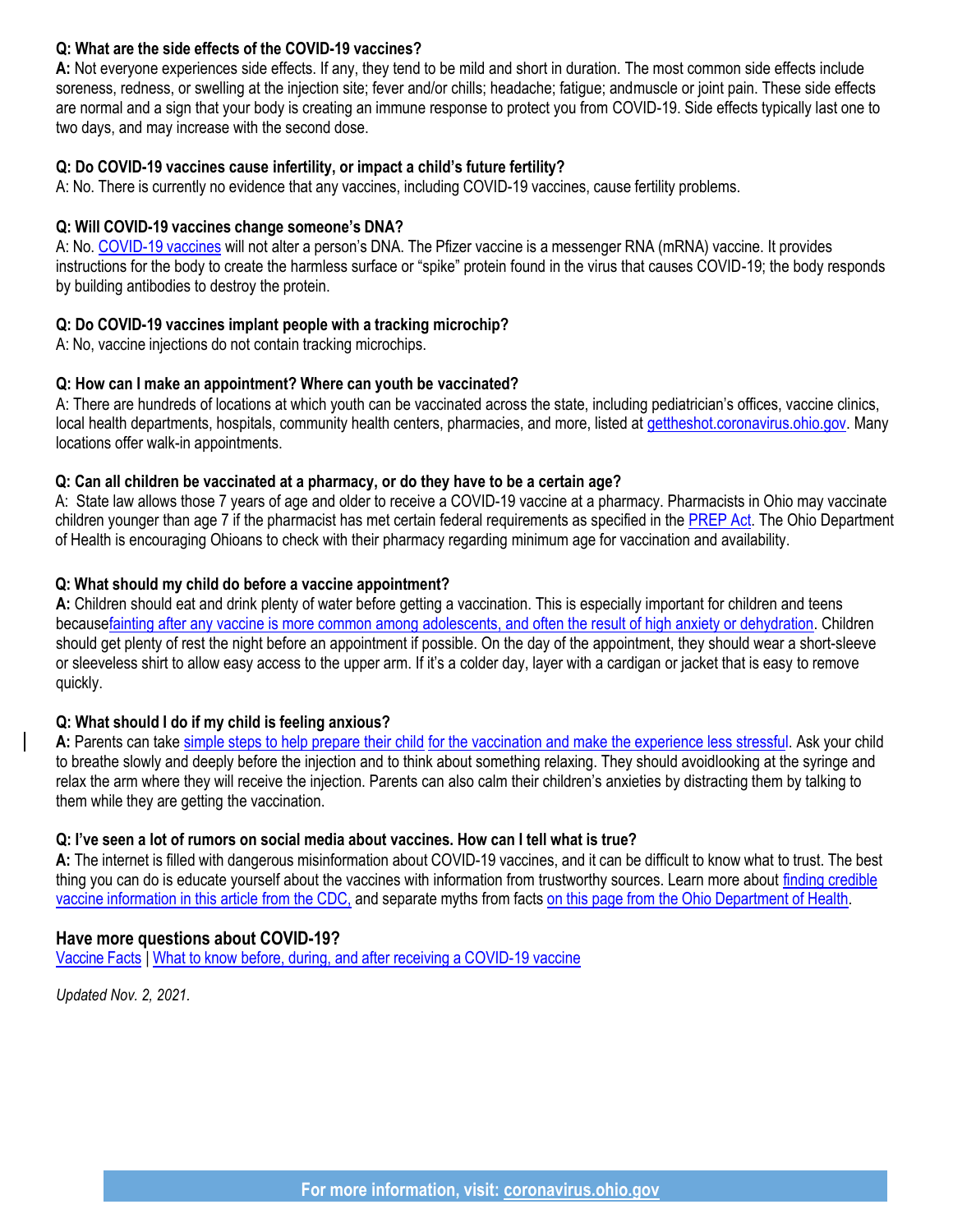**Q: What are the side effects of the COVID-19 vaccines?**
**A:** Not everyone experiences side effects. If any, they tend to be mild and short in duration. The most common side effects include soreness, redness, or swelling at the injection site; fever and/or chills; headache; fatigue; andmuscle or joint pain. These side effects are normal and a sign that your body is creating an immune response to protect you from COVID-19. Side effects typically last one to two days, and may increase with the second dose.

**Q: Do COVID-19 vaccines cause infertility, or impact a child's future fertility?**
A: No. There is currently no evidence that any vaccines, including COVID-19 vaccines, cause fertility problems.

**Q: Will COVID-19 vaccines change someone's DNA?**
A: No. COVID-19 vaccines will not alter a person's DNA. The Pfizer vaccine is a messenger RNA (mRNA) vaccine. It provides instructions for the body to create the harmless surface or "spike" protein found in the virus that causes COVID-19; the body responds by building antibodies to destroy the protein.

**Q: Do COVID-19 vaccines implant people with a tracking microchip?**
A: No, vaccine injections do not contain tracking microchips.

**Q: How can I make an appointment? Where can youth be vaccinated?**
A: There are hundreds of locations at which youth can be vaccinated across the state, including pediatrician's offices, vaccine clinics, local health departments, hospitals, community health centers, pharmacies, and more, listed at gettheshot.coronavirus.ohio.gov. Many locations offer walk-in appointments.

**Q: Can all children be vaccinated at a pharmacy, or do they have to be a certain age?**
A: State law allows those 7 years of age and older to receive a COVID-19 vaccine at a pharmacy. Pharmacists in Ohio may vaccinate children younger than age 7 if the pharmacist has met certain federal requirements as specified in the PREP Act. The Ohio Department of Health is encouraging Ohioans to check with their pharmacy regarding minimum age for vaccination and availability.

**Q: What should my child do before a vaccine appointment?**
**A:** Children should eat and drink plenty of water before getting a vaccination. This is especially important for children and teens becausefainting after any vaccine is more common among adolescents, and often the result of high anxiety or dehydration. Children should get plenty of rest the night before an appointment if possible. On the day of the appointment, they should wear a short-sleeve or sleeveless shirt to allow easy access to the upper arm. If it's a colder day, layer with a cardigan or jacket that is easy to remove quickly.

**Q: What should I do if my child is feeling anxious?**
**A:** Parents can take simple steps to help prepare their child for the vaccination and make the experience less stressful. Ask your child to breathe slowly and deeply before the injection and to think about something relaxing. They should avoidlooking at the syringe and relax the arm where they will receive the injection. Parents can also calm their children's anxieties by distracting them by talking to them while they are getting the vaccination.

**Q: I've seen a lot of rumors on social media about vaccines. How can I tell what is true?**
**A:** The internet is filled with dangerous misinformation about COVID-19 vaccines, and it can be difficult to know what to trust. The best thing you can do is educate yourself about the vaccines with information from trustworthy sources. Learn more about finding credible vaccine information in this article from the CDC, and separate myths from facts on this page from the Ohio Department of Health.

## Have more questions about COVID-19?

Vaccine Facts | What to know before, during, and after receiving a COVID-19 vaccine

*Updated Nov. 2, 2021.*

**For more information, visit: coronavirus.ohio.gov**